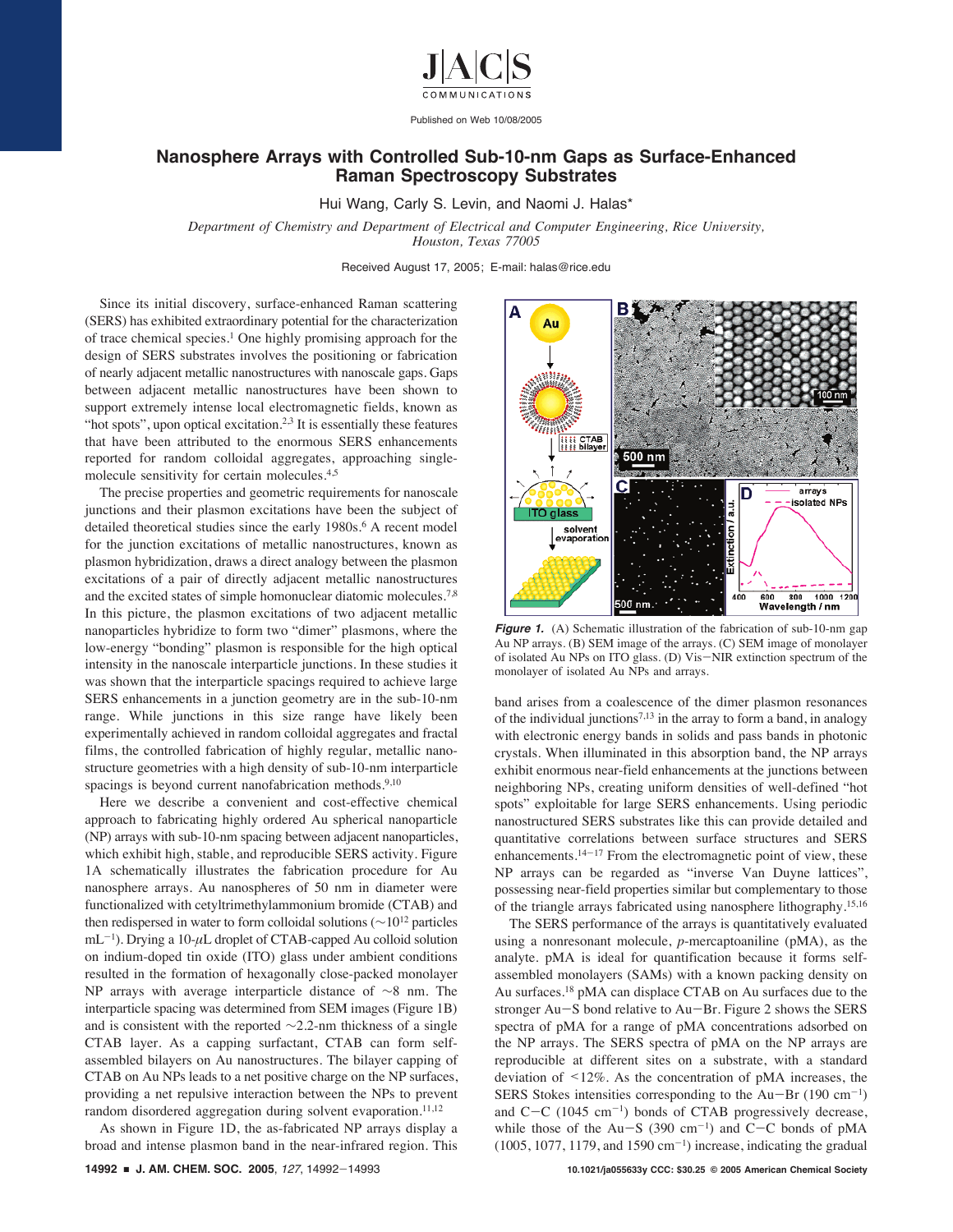# Nanosphere Arrays with Controlled Sub-10-nm Gaps as Surface-Enhanced Raman Spectroscopy Substrates

Hui Wang, Carly S. Levin, and Naomi J. Halas*

*Department of Chemistry and Department of Electrical and Computer Engineering, Rice University, Houston, Texas 77005*

Received August 17, 2005; E-mail: halas@rice.edu

Since its initial discovery, surface-enhanced Raman scattering (SERS) has exhibited extraordinary potential for the characterization of trace chemical species.[1] One highly promising approach for the design of SERS substrates involves the positioning or fabrication of nearly adjacent metallic nanostructures with nanoscale gaps. Gaps between adjacent metallic nanostructures have been shown to support extremely intense local electromagnetic fields, known as "hot spots", upon optical excitation.[2,3] It is essentially these features that have been attributed to the enormous SERS enhancements reported for random colloidal aggregates, approaching single-molecule sensitivity for certain molecules.[4,5]

The precise properties and geometric requirements for nanoscale junctions and their plasmon excitations have been the subject of detailed theoretical studies since the early 1980s.[6] A recent model for the junction excitations of metallic nanostructures, known as plasmon hybridization, draws a direct analogy between the plasmon excitations of a pair of directly adjacent metallic nanostructures and the excited states of simple homonuclear diatomic molecules.[7,8] In this picture, the plasmon excitations of two adjacent metallic nanoparticles hybridize to form two "dimer" plasmons, where the low-energy "bonding" plasmon is responsible for the high optical intensity in the nanoscale interparticle junctions. In these studies it was shown that the interparticle spacings required to achieve large SERS enhancements in a junction geometry are in the sub-10-nm range. While junctions in this size range have likely been experimentally achieved in random colloidal aggregates and fractal films, the controlled fabrication of highly regular, metallic nanostructure geometries with a high density of sub-10-nm interparticle spacings is beyond current nanofabrication methods.[9,10]

Here we describe a convenient and cost-effective chemical approach to fabricating highly ordered Au spherical nanoparticle (NP) arrays with sub-10-nm spacing between adjacent nanoparticles, which exhibit high, stable, and reproducible SERS activity. Figure 1A schematically illustrates the fabrication procedure for Au nanosphere arrays. Au nanospheres of 50 nm in diameter were functionalized with cetyltrimethylammonium bromide (CTAB) and then redispersed in water to form colloidal solutions (~$10^{12}$ particles $mL^{-1}$). Drying a 10-$\mu$L droplet of CTAB-capped Au colloid solution on indium-doped tin oxide (ITO) glass under ambient conditions resulted in the formation of hexagonally close-packed monolayer NP arrays with average interparticle distance of ~8 nm. The interparticle spacing was determined from SEM images (Figure 1B) and is consistent with the reported ~2.2-nm thickness of a single CTAB layer. As a capping surfactant, CTAB can form self-assembled bilayers on Au nanostructures. The bilayer capping of CTAB on Au NPs leads to a net positive charge on the NP surfaces, providing a net repulsive interaction between the NPs to prevent random disordered aggregation during solvent evaporation.[11,12]

As shown in Figure 1D, the as-fabricated NP arrays display a broad and intense plasmon band in the near-infrared region. This band arises from a coalescence of the dimer plasmon resonances of the individual junctions[7,13] in the array to form a band, in analogy with electronic energy bands in solids and pass bands in photonic crystals. When illuminated in this absorption band, the NP arrays exhibit enormous near-field enhancements at the junctions between neighboring NPs, creating uniform densities of well-defined "hot spots" exploitable for large SERS enhancements. Using periodic nanostructured SERS substrates like this can provide detailed and quantitative correlations between surface structures and SERS enhancements.[14–17] From the electromagnetic point of view, these NP arrays can be regarded as "inverse Van Duyne lattices", possessing near-field properties similar but complementary to those of the triangle arrays fabricated using nanosphere lithography.[15,16]

A
Au
CTAB bilayer
ITO glass
solvent evaporation
B
100 nm
500 nm
C
500 nm
D
arrays
isolated NPs
Extinction / a.u.
400 600 800 1000 1200
Wavelength / nm

***Figure 1.*** (A) Schematic illustration of the fabrication of sub-10-nm gap Au NP arrays. (B) SEM image of the arrays. (C) SEM image of monolayer of isolated Au NPs on ITO glass. (D) Vis−NIR extinction spectrum of the monolayer of isolated Au NPs and arrays.

The SERS performance of the arrays is quantitatively evaluated using a nonresonant molecule, *p*-mercaptoaniline (pMA), as the analyte. pMA is ideal for quantification because it forms self-assembled monolayers (SAMs) with a known packing density on Au surfaces.[18] pMA can displace CTAB on Au surfaces due to the stronger Au−S bond relative to Au−Br. Figure 2 shows the SERS spectra of pMA for a range of pMA concentrations adsorbed on the NP arrays. The SERS spectra of pMA on the NP arrays are reproducible at different sites on a substrate, with a standard deviation of <12%. As the concentration of pMA increases, the SERS Stokes intensities corresponding to the Au−Br (190 $cm^{-1}$) and C−C (1045 $cm^{-1}$) bonds of CTAB progressively decrease, while those of the Au−S (390 $cm^{-1}$) and C−C bonds of pMA (1005, 1077, 1179, and 1590 $cm^{-1}$) increase, indicating the gradual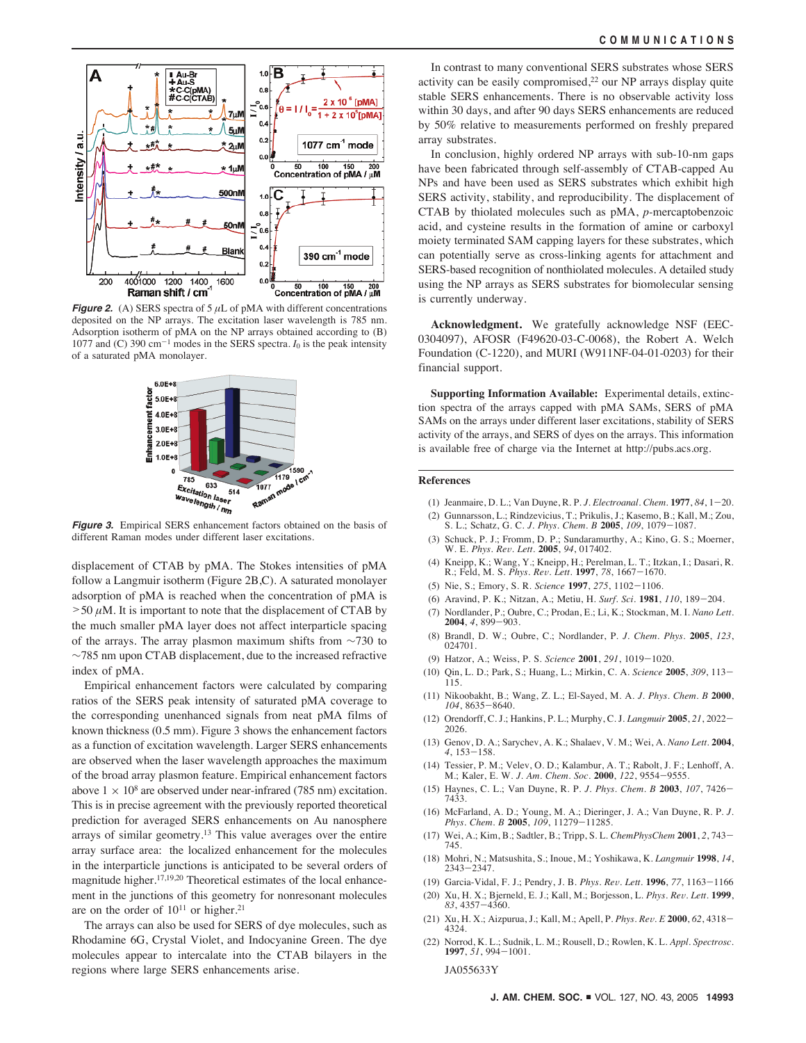A

Au-Br
Au-S
*C-C(pMA)
#C-C(CTAB)

7μM
5μM
2μM
1μM
500nM
50nM
Blank

Intensity / a.u.

200 400 1000 1200 1400 1600
Raman shift / cm$^{-1}$

B

$\theta = I / I_0 = \frac{2 \times 10^5 \text{ [pMA]}}{1 + 2 \times 10^5 \text{[pMA]}}$

1077 cm$^{-1}$ mode

I / I$_0$

Concentration of pMA / μM

C

390 cm$^{-1}$ mode

I / I$_0$

Concentration of pMA / μM

***Figure 2.*** (A) SERS spectra of 5 $\mu$L of pMA with different concentrations deposited on the NP arrays. The excitation laser wavelength is 785 nm. Adsorption isotherm of pMA on the NP arrays obtained according to (B) 1077 and (C) 390 cm$^{-1}$ modes in the SERS spectra. $I_0$ is the peak intensity of a saturated pMA monolayer.

Enhancement factor

6.0E+8
5.0E+8
4.0E+8
3.0E+8
2.0E+8
1.0E+8
0

785 633 514
Excitation laser wavelength / nm

1077 1179 1590
Raman mode / cm$^{-1}$

***Figure 3.*** Empirical SERS enhancement factors obtained on the basis of different Raman modes under different laser excitations.

displacement of CTAB by pMA. The Stokes intensities of pMA follow a Langmuir isotherm (Figure 2B,C). A saturated monolayer adsorption of pMA is reached when the concentration of pMA is $>$50 $\mu$M. It is important to note that the displacement of CTAB by the much smaller pMA layer does not affect interparticle spacing of the arrays. The array plasmon maximum shifts from ~730 to ~785 nm upon CTAB displacement, due to the increased refractive index of pMA.

Empirical enhancement factors were calculated by comparing ratios of the SERS peak intensity of saturated pMA coverage to the corresponding unenhanced signals from neat pMA films of known thickness (0.5 mm). Figure 3 shows the enhancement factors as a function of excitation wavelength. Larger SERS enhancements are observed when the laser wavelength approaches the maximum of the broad array plasmon feature. Empirical enhancement factors above $1 \times 10^8$ are observed under near-infrared (785 nm) excitation. This is in precise agreement with the previously reported theoretical prediction for averaged SERS enhancements on Au nanosphere arrays of similar geometry.[13] This value averages over the entire array surface area: the localized enhancement for the molecules in the interparticle junctions is anticipated to be several orders of magnitude higher.[17,19,20] Theoretical estimates of the local enhancement in the junctions of this geometry for nonresonant molecules are on the order of $10^{11}$ or higher.[21]

The arrays can also be used for SERS of dye molecules, such as Rhodamine 6G, Crystal Violet, and Indocyanine Green. The dye molecules appear to intercalate into the CTAB bilayers in the regions where large SERS enhancements arise.

In contrast to many conventional SERS substrates whose SERS activity can be easily compromised,[22] our NP arrays display quite stable SERS enhancements. There is no observable activity loss within 30 days, and after 90 days SERS enhancements are reduced by 50% relative to measurements performed on freshly prepared array substrates.

In conclusion, highly ordered NP arrays with sub-10-nm gaps have been fabricated through self-assembly of CTAB-capped Au NPs and have been used as SERS substrates which exhibit high SERS activity, stability, and reproducibility. The displacement of CTAB by thiolated molecules such as pMA, *p*-mercaptobenzoic acid, and cysteine results in the formation of amine or carboxyl moiety terminated SAM capping layers for these substrates, which can potentially serve as cross-linking agents for attachment and SERS-based recognition of nonthiolated molecules. A detailed study using the NP arrays as SERS substrates for biomolecular sensing is currently underway.

**Acknowledgment.** We gratefully acknowledge NSF (EEC-0304097), AFOSR (F49620-03-C-0068), the Robert A. Welch Foundation (C-1220), and MURI (W911NF-04-01-0203) for their financial support.

**Supporting Information Available:** Experimental details, extinction spectra of the arrays capped with pMA SAMs, SERS of pMA SAMs on the arrays under different laser excitations, stability of SERS activity of the arrays, and SERS of dyes on the arrays. This information is available free of charge via the Internet at http://pubs.acs.org.

## References

(1) Jeanmaire, D. L.; Van Duyne, R. P. *J. Electroanal. Chem.* **1977**, *84*, 1−20.
(2) Gunnarsson, L.; Rindzevicius, T.; Prikulis, J.; Kasemo, B.; Kall, M.; Zou, S. L.; Schatz, G. C. *J. Phys. Chem. B* **2005**, *109*, 1079−1087.
(3) Schuck, P. J.; Fromm, D. P.; Sundaramurthy, A.; Kino, G. S.; Moerner, W. E. *Phys. Rev. Lett.* **2005**, *94*, 017402.
(4) Kneipp, K.; Wang, Y.; Kneipp, H.; Perelman, L. T.; Itzkan, I.; Dasari, R. R.; Feld, M. S. *Phys. Rev. Lett.* **1997**, *78*, 1667−1670.
(5) Nie, S.; Emory, S. R. *Science* **1997**, *275*, 1102−1106.
(6) Aravind, P. K.; Nitzan, A.; Metiu, H. *Surf. Sci.* **1981**, *110*, 189−204.
(7) Nordlander, P.; Oubre, C.; Prodan, E.; Li, K.; Stockman, M. I. *Nano Lett.* **2004**, *4*, 899−903.
(8) Brandl, D. W.; Oubre, C.; Nordlander, P. *J. Chem. Phys.* **2005**, *123*, 024701.
(9) Hatzor, A.; Weiss, P. S. *Science* **2001**, *291*, 1019−1020.
(10) Qin, L. D.; Park, S.; Huang, L.; Mirkin, C. A. *Science* **2005**, *309*, 113−115.
(11) Nikoobakht, B.; Wang, Z. L.; El-Sayed, M. A. *J. Phys. Chem. B* **2000**, *104*, 8635−8640.
(12) Orendorff, C. J.; Hankins, P. L.; Murphy, C. J. *Langmuir* **2005**, *21*, 2022−2026.
(13) Genov, D. A.; Sarychev, A. K.; Shalaev, V. M.; Wei, A. *Nano Lett.* **2004**, *4*, 153−158.
(14) Tessier, P. M.; Velev, O. D.; Kalambur, A. T.; Rabolt, J. F.; Lenhoff, A. M.; Kaler, E. W. *J. Am. Chem. Soc.* **2000**, *122*, 9554−9555.
(15) Haynes, C. L.; Van Duyne, R. P. *J. Phys. Chem. B* **2003**, *107*, 7426−7433.
(16) McFarland, A. D.; Young, M. A.; Dieringer, J. A.; Van Duyne, R. P. *J. Phys. Chem. B* **2005**, *109*, 11279−11285.
(17) Wei, A.; Kim, B.; Sadtler, B.; Tripp, S. L. *ChemPhysChem* **2001**, *2*, 743−745.
(18) Mohri, N.; Matsushita, S.; Inoue, M.; Yoshikawa, K. *Langmuir* **1998**, *14*, 2343−2347.
(19) Garcia-Vidal, F. J.; Pendry, J. B. *Phys. Rev. Lett.* **1996**, *77*, 1163−1166
(20) Xu, H. X.; Bjerneld, E. J.; Kall, M.; Borjesson, L. *Phys. Rev. Lett.* **1999**, *83*, 4357−4360.
(21) Xu, H. X.; Aizpurua, J.; Kall, M.; Apell, P. *Phys. Rev. E* **2000**, *62*, 4318−4324.
(22) Norrod, K. L.; Sudnik, L. M.; Rousell, D.; Rowlen, K. L. *Appl. Spectrosc.* **1997**, *51*, 994−1001.

JA055633Y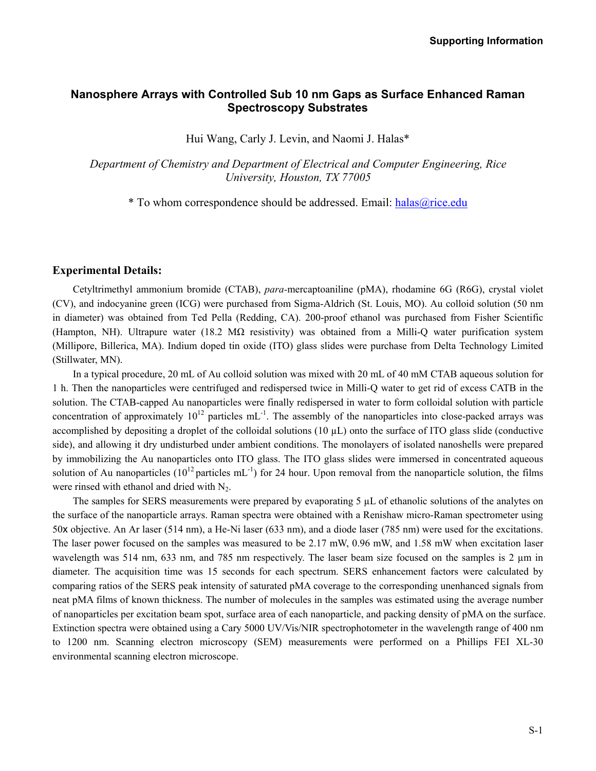**Supporting Information**

# Nanosphere Arrays with Controlled Sub 10 nm Gaps as Surface Enhanced Raman Spectroscopy Substrates

Hui Wang, Carly J. Levin, and Naomi J. Halas*

*Department of Chemistry and Department of Electrical and Computer Engineering, Rice University, Houston, TX 77005*

\* To whom correspondence should be addressed. Email: halas@rice.edu

## Experimental Details:

Cetyltrimethyl ammonium bromide (CTAB), *para*-mercaptoaniline (pMA), rhodamine 6G (R6G), crystal violet (CV), and indocyanine green (ICG) were purchased from Sigma-Aldrich (St. Louis, MO). Au colloid solution (50 nm in diameter) was obtained from Ted Pella (Redding, CA). 200-proof ethanol was purchased from Fisher Scientific (Hampton, NH). Ultrapure water (18.2 MΩ resistivity) was obtained from a Milli-Q water purification system (Millipore, Billerica, MA). Indium doped tin oxide (ITO) glass slides were purchase from Delta Technology Limited (Stillwater, MN).

In a typical procedure, 20 mL of Au colloid solution was mixed with 20 mL of 40 mM CTAB aqueous solution for 1 h. Then the nanoparticles were centrifuged and redispersed twice in Milli-Q water to get rid of excess CATB in the solution. The CTAB-capped Au nanoparticles were finally redispersed in water to form colloidal solution with particle concentration of approximately $10^{12}$ particles $mL^{-1}$. The assembly of the nanoparticles into close-packed arrays was accomplished by depositing a droplet of the colloidal solutions (10 µL) onto the surface of ITO glass slide (conductive side), and allowing it dry undisturbed under ambient conditions. The monolayers of isolated nanoshells were prepared by immobilizing the Au nanoparticles onto ITO glass. The ITO glass slides were immersed in concentrated aqueous solution of Au nanoparticles ($10^{12}$ particles $mL^{-1}$) for 24 hour. Upon removal from the nanoparticle solution, the films were rinsed with ethanol and dried with $N_2$.

The samples for SERS measurements were prepared by evaporating 5 µL of ethanolic solutions of the analytes on the surface of the nanoparticle arrays. Raman spectra were obtained with a Renishaw micro-Raman spectrometer using 50x objective. An Ar laser (514 nm), a He-Ni laser (633 nm), and a diode laser (785 nm) were used for the excitations. The laser power focused on the samples was measured to be 2.17 mW, 0.96 mW, and 1.58 mW when excitation laser wavelength was 514 nm, 633 nm, and 785 nm respectively. The laser beam size focused on the samples is 2 µm in diameter. The acquisition time was 15 seconds for each spectrum. SERS enhancement factors were calculated by comparing ratios of the SERS peak intensity of saturated pMA coverage to the corresponding unenhanced signals from neat pMA films of known thickness. The number of molecules in the samples was estimated using the average number of nanoparticles per excitation beam spot, surface area of each nanoparticle, and packing density of pMA on the surface. Extinction spectra were obtained using a Cary 5000 UV/Vis/NIR spectrophotometer in the wavelength range of 400 nm to 1200 nm. Scanning electron microscopy (SEM) measurements were performed on a Phillips FEI XL-30 environmental scanning electron microscope.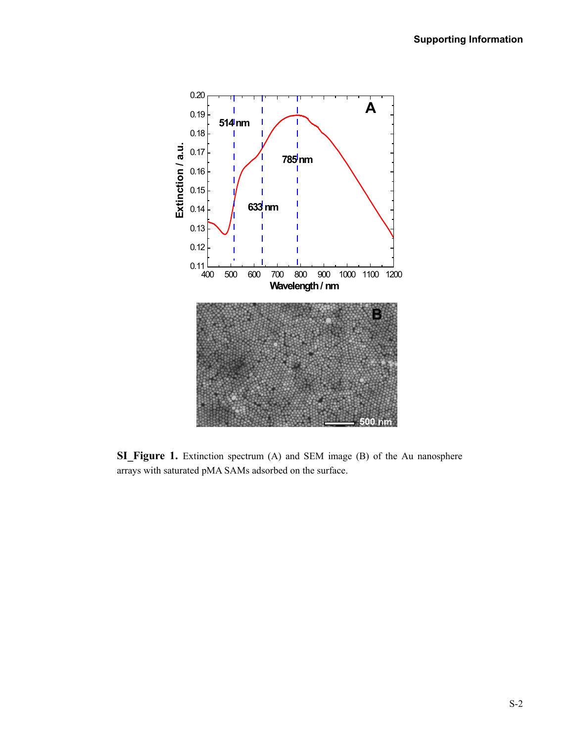A

0.20
0.19
0.18
0.17
0.16
0.15
0.14
0.13
0.12
0.11

Extinction / a.u.

514 nm

633 nm

785 nm

400 500 600 700 800 900 1000 1100 1200

Wavelength / nm

B

500 nm

**SI_Figure 1.** Extinction spectrum (A) and SEM image (B) of the Au nanosphere arrays with saturated pMA SAMs adsorbed on the surface.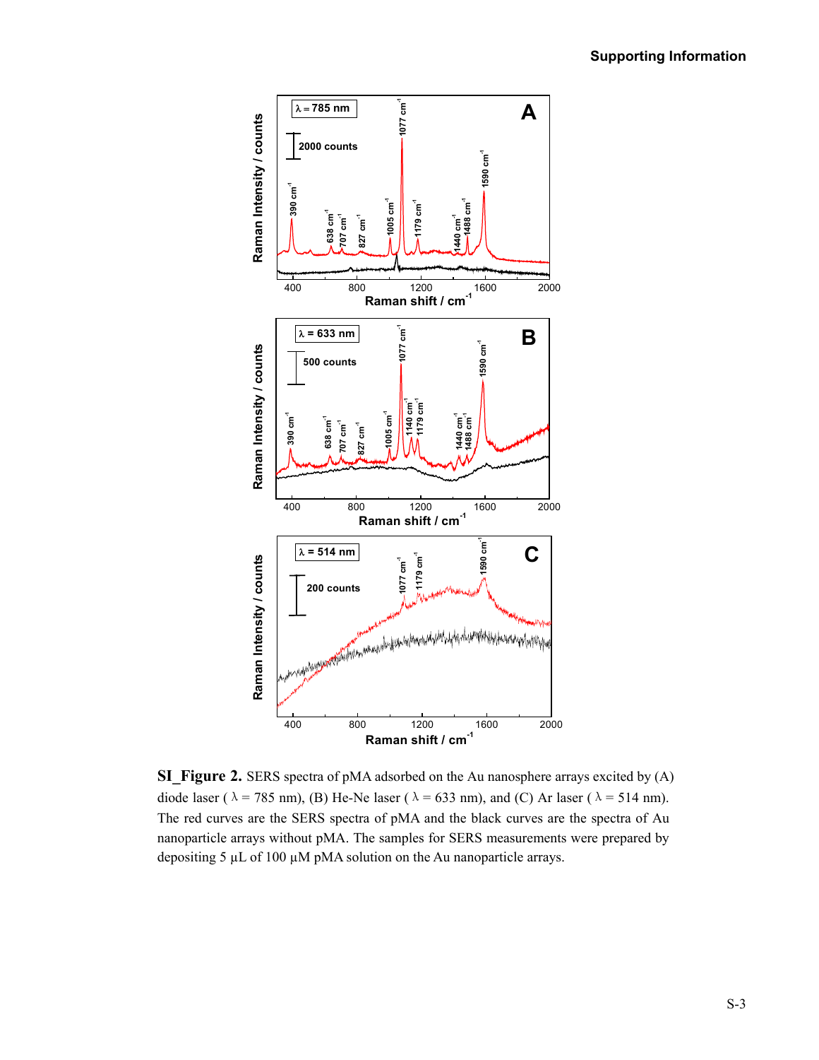λ = 785 nm

2000 counts

A

390 cm$^{-1}$

638 cm$^{-1}$

707 cm$^{-1}$

827 cm$^{-1}$

1005 cm$^{-1}$

1077 cm$^{-1}$

1179 cm$^{-1}$

1440 cm$^{-1}$

1488 cm$^{-1}$

1590 cm$^{-1}$

Raman Intensity / counts

400 800 1200 1600 2000

Raman shift / cm$^{-1}$

λ = 633 nm

500 counts

B

390 cm$^{-1}$

638 cm$^{-1}$

707 cm$^{-1}$

827 cm$^{-1}$

1005 cm$^{-1}$

1077 cm$^{-1}$

1140 cm$^{-1}$

1179 cm$^{-1}$

1440 cm$^{-1}$

1488 cm$^{-1}$

1590 cm$^{-1}$

Raman Intensity / counts

400 800 1200 1600 2000

Raman shift / cm$^{-1}$

λ = 514 nm

200 counts

C

1077 cm$^{-1}$

1179 cm$^{-1}$

1590 cm$^{-1}$

Raman Intensity / counts

400 800 1200 1600 2000

Raman shift / cm$^{-1}$

**SI_Figure 2.** SERS spectra of pMA adsorbed on the Au nanosphere arrays excited by (A) diode laser ( λ = 785 nm), (B) He-Ne laser ( λ = 633 nm), and (C) Ar laser ( λ = 514 nm). The red curves are the SERS spectra of pMA and the black curves are the spectra of Au nanoparticle arrays without pMA. The samples for SERS measurements were prepared by depositing 5 μL of 100 μM pMA solution on the Au nanoparticle arrays.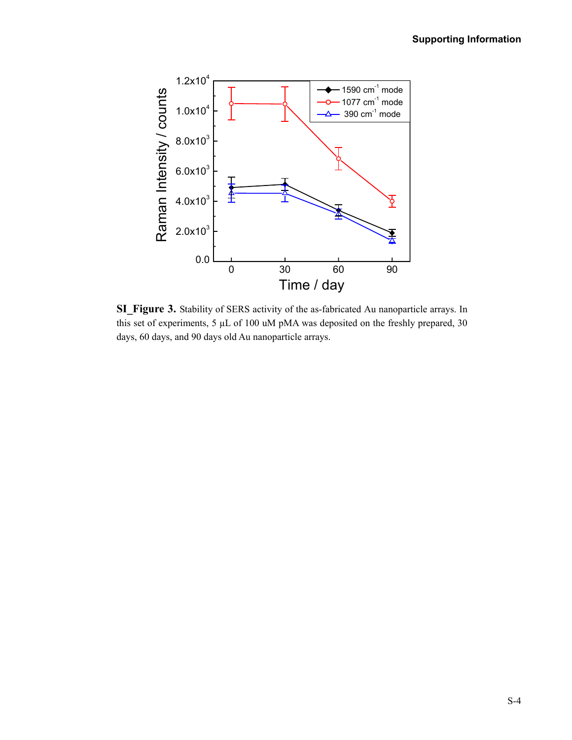Raman Intensity / counts

1.2x10^4
1.0x10^4
8.0x10^3
6.0x10^3
4.0x10^3
2.0x10^3
0.0

0
30
60
90

Time / day

1590 cm^-1 mode
1077 cm^-1 mode
390 cm^-1 mode

**SI_Figure 3.** Stability of SERS activity of the as-fabricated Au nanoparticle arrays. In this set of experiments, 5 µL of 100 uM pMA was deposited on the freshly prepared, 30 days, 60 days, and 90 days old Au nanoparticle arrays.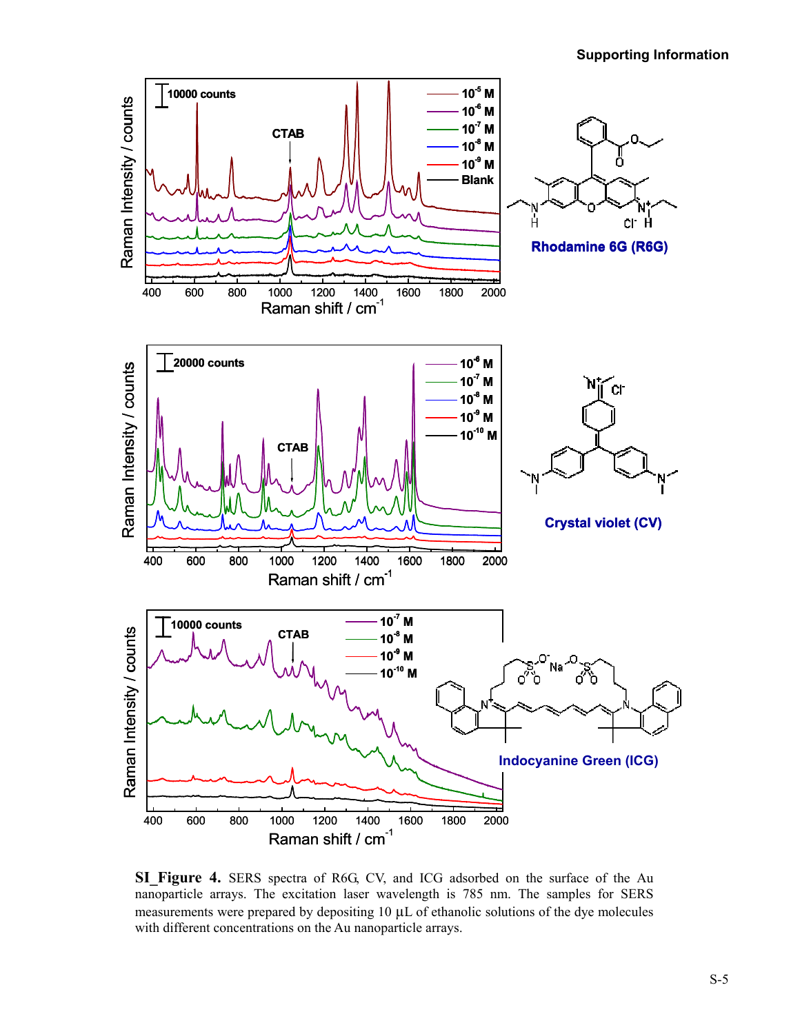I 10000 counts

CTAB

$10^{-5}$ M
$10^{-6}$ M
$10^{-7}$ M
$10^{-8}$ M
$10^{-9}$ M
Blank

Raman Intensity / counts

400 600 800 1000 1200 1400 1600 1800 2000

Raman shift / $cm^{-1}$

Rhodamine 6G (R6G)

I 20000 counts

CTAB

$10^{-6}$ M
$10^{-7}$ M
$10^{-8}$ M
$10^{-9}$ M
$10^{-10}$ M

Raman Intensity / counts

400 600 800 1000 1200 1400 1600 1800 2000

Raman shift / $cm^{-1}$

Crystal violet (CV)

I 10000 counts

CTAB

$10^{-7}$ M
$10^{-8}$ M
$10^{-9}$ M
$10^{-10}$ M

Raman Intensity / counts

400 600 800 1000 1200 1400 1600 1800 2000

Raman shift / $cm^{-1}$

Indocyanine Green (ICG)

**SI_Figure 4.** SERS spectra of R6G, CV, and ICG adsorbed on the surface of the Au nanoparticle arrays. The excitation laser wavelength is 785 nm. The samples for SERS measurements were prepared by depositing 10 μL of ethanolic solutions of the dye molecules with different concentrations on the Au nanoparticle arrays.